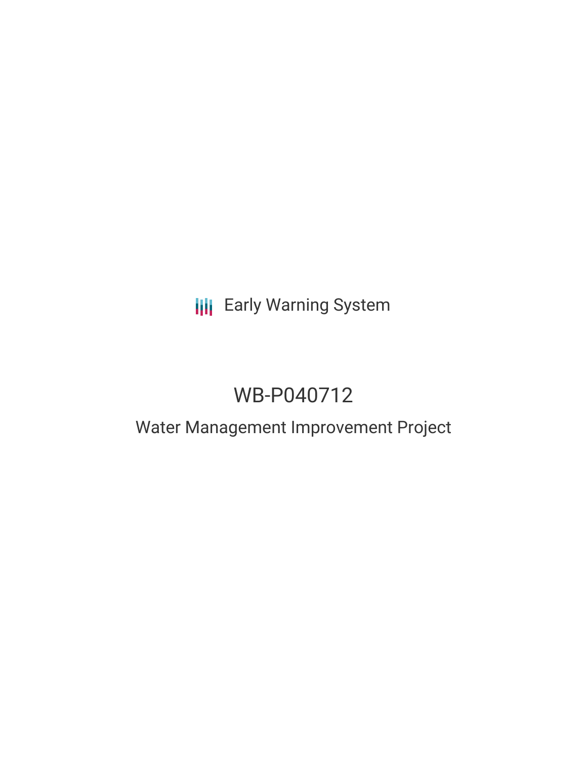Early Warning System

# WB-P040712

## Water Management Improvement Project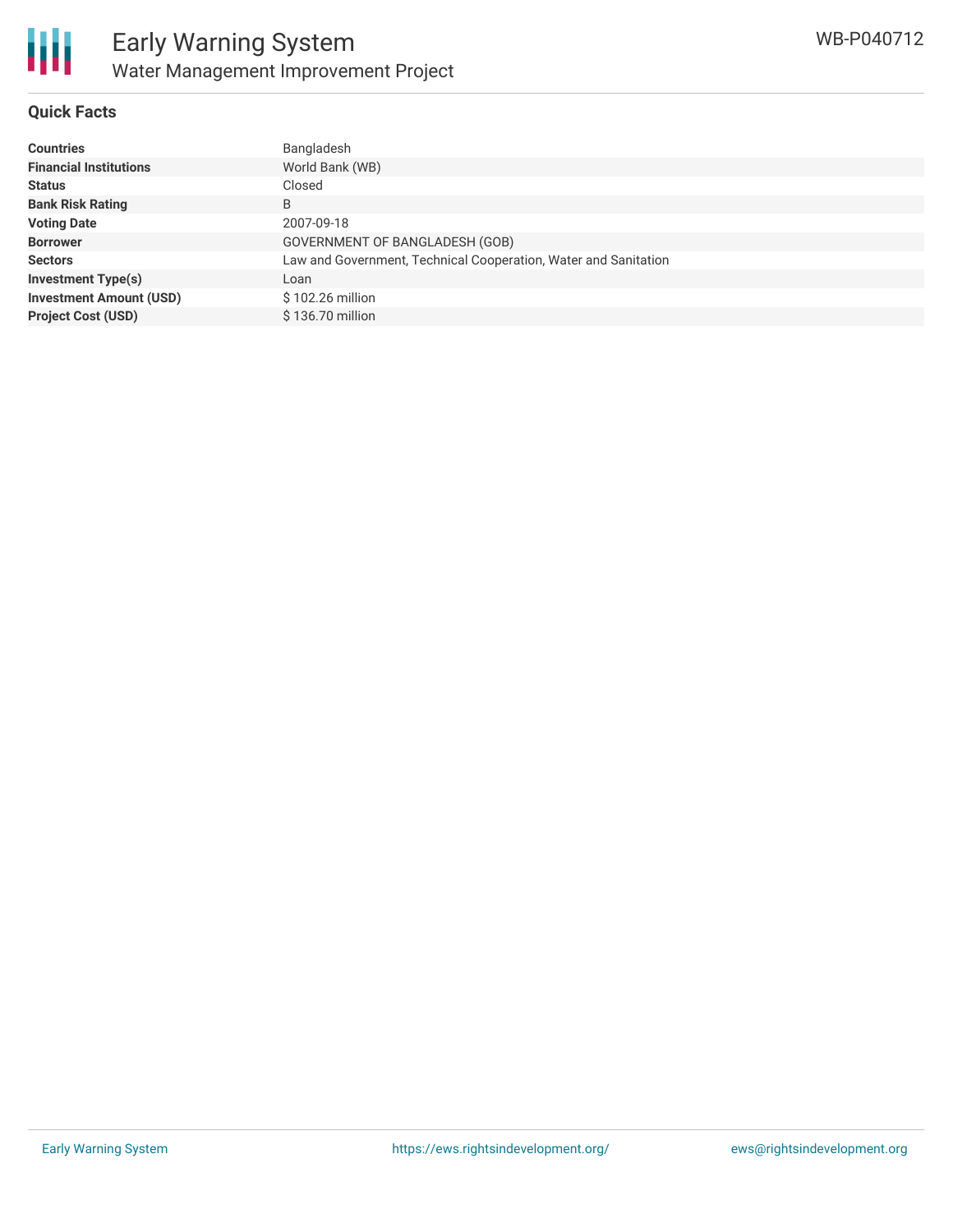## Quick Facts

| | |
|---|---|
| **Countries** | Bangladesh |
| **Financial Institutions** | World Bank (WB) |
| **Status** | Closed |
| **Bank Risk Rating** | B |
| **Voting Date** | 2007-09-18 |
| **Borrower** | GOVERNMENT OF BANGLADESH (GOB) |
| **Sectors** | Law and Government, Technical Cooperation, Water and Sanitation |
| **Investment Type(s)** | Loan |
| **Investment Amount (USD)** | $ 102.26 million |
| **Project Cost (USD)** | $ 136.70 million |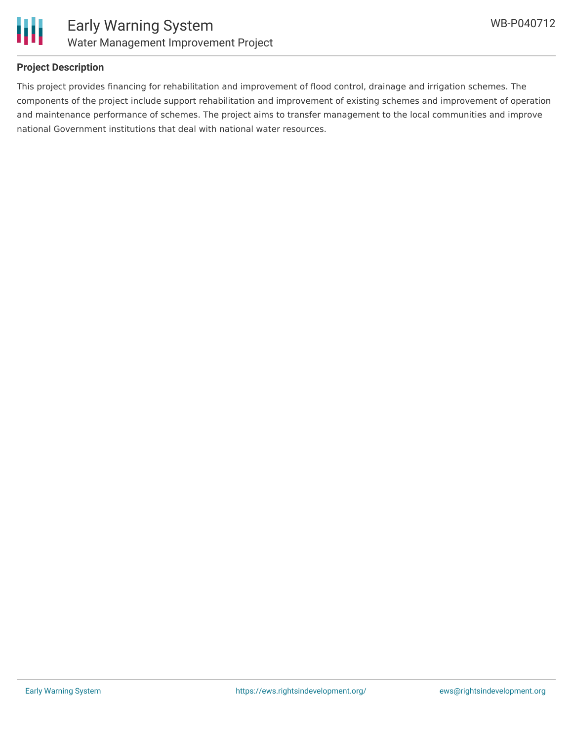## Project Description

This project provides financing for rehabilitation and improvement of flood control, drainage and irrigation schemes. The components of the project include support rehabilitation and improvement of existing schemes and improvement of operation and maintenance performance of schemes. The project aims to transfer management to the local communities and improve national Government institutions that deal with national water resources.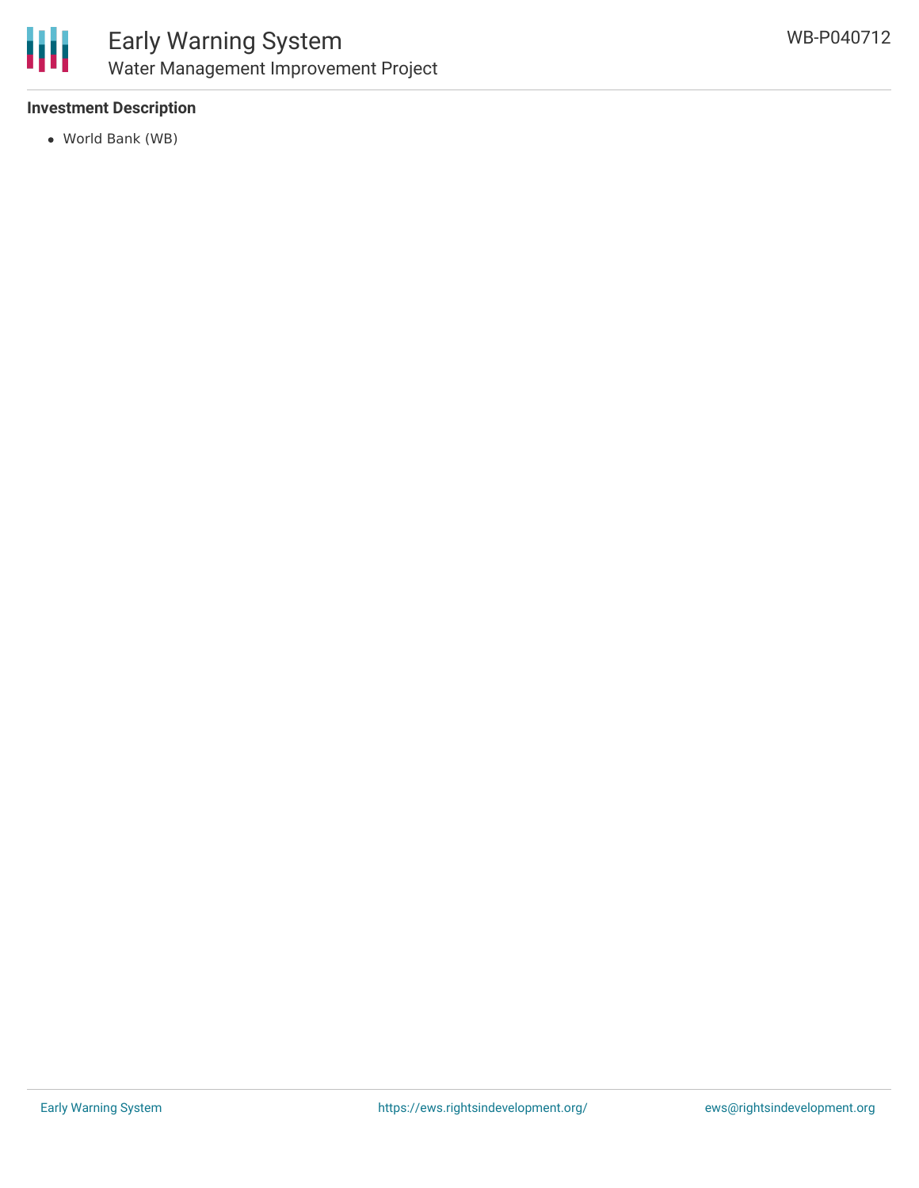### Investment Description

- World Bank (WB)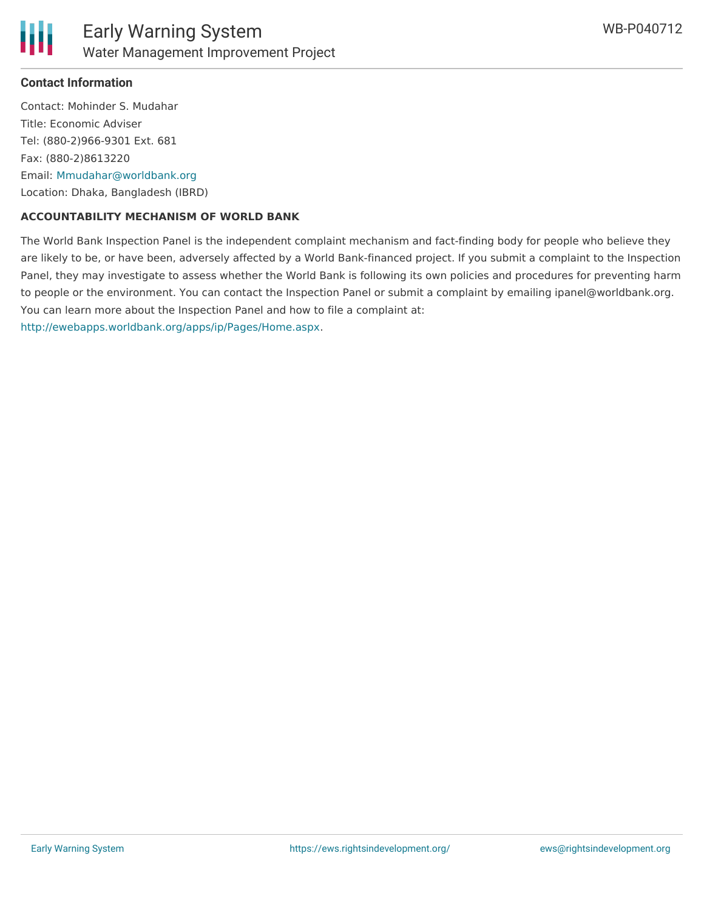**Contact Information**

Contact: Mohinder S. Mudahar
Title: Economic Adviser
Tel: (880-2)966-9301 Ext. 681
Fax: (880-2)8613220
Email: Mmudahar@worldbank.org
Location: Dhaka, Bangladesh (IBRD)

**ACCOUNTABILITY MECHANISM OF WORLD BANK**

The World Bank Inspection Panel is the independent complaint mechanism and fact-finding body for people who believe they are likely to be, or have been, adversely affected by a World Bank-financed project. If you submit a complaint to the Inspection Panel, they may investigate to assess whether the World Bank is following its own policies and procedures for preventing harm to people or the environment. You can contact the Inspection Panel or submit a complaint by emailing ipanel@worldbank.org. You can learn more about the Inspection Panel and how to file a complaint at: http://ewebapps.worldbank.org/apps/ip/Pages/Home.aspx.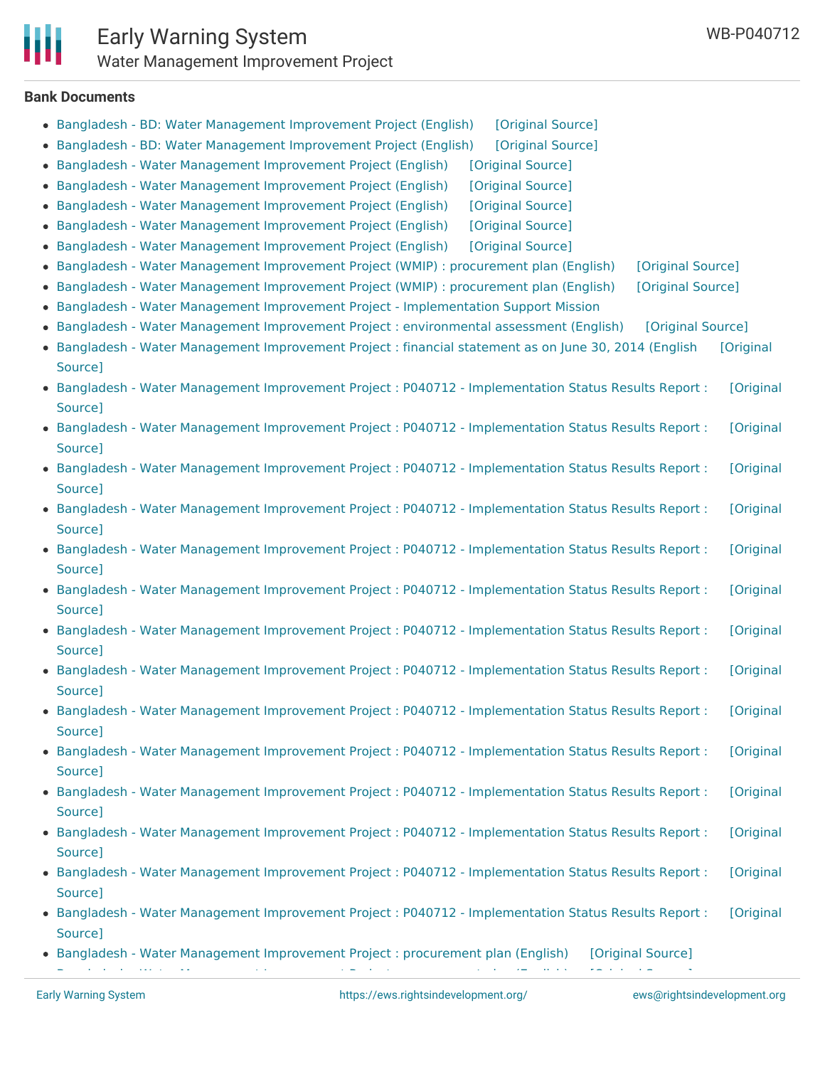### Bank Documents

- Bangladesh - BD: Water Management Improvement Project (English) [Original Source]
- Bangladesh - BD: Water Management Improvement Project (English) [Original Source]
- Bangladesh - Water Management Improvement Project (English) [Original Source]
- Bangladesh - Water Management Improvement Project (English) [Original Source]
- Bangladesh - Water Management Improvement Project (English) [Original Source]
- Bangladesh - Water Management Improvement Project (English) [Original Source]
- Bangladesh - Water Management Improvement Project (English) [Original Source]
- Bangladesh - Water Management Improvement Project (WMIP) : procurement plan (English) [Original Source]
- Bangladesh - Water Management Improvement Project (WMIP) : procurement plan (English) [Original Source]
- Bangladesh - Water Management Improvement Project - Implementation Support Mission
- Bangladesh - Water Management Improvement Project : environmental assessment (English) [Original Source]
- Bangladesh - Water Management Improvement Project : financial statement as on June 30, 2014 (English [Original Source]
- Bangladesh - Water Management Improvement Project : P040712 - Implementation Status Results Report : [Original Source]
- Bangladesh - Water Management Improvement Project : P040712 - Implementation Status Results Report : [Original Source]
- Bangladesh - Water Management Improvement Project : P040712 - Implementation Status Results Report : [Original Source]
- Bangladesh - Water Management Improvement Project : P040712 - Implementation Status Results Report : [Original Source]
- Bangladesh - Water Management Improvement Project : P040712 - Implementation Status Results Report : [Original Source]
- Bangladesh - Water Management Improvement Project : P040712 - Implementation Status Results Report : [Original Source]
- Bangladesh - Water Management Improvement Project : P040712 - Implementation Status Results Report : [Original Source]
- Bangladesh - Water Management Improvement Project : P040712 - Implementation Status Results Report : [Original Source]
- Bangladesh - Water Management Improvement Project : P040712 - Implementation Status Results Report : [Original Source]
- Bangladesh - Water Management Improvement Project : P040712 - Implementation Status Results Report : [Original Source]
- Bangladesh - Water Management Improvement Project : P040712 - Implementation Status Results Report : [Original Source]
- Bangladesh - Water Management Improvement Project : P040712 - Implementation Status Results Report : [Original Source]
- Bangladesh - Water Management Improvement Project : P040712 - Implementation Status Results Report : [Original Source]
- Bangladesh - Water Management Improvement Project : P040712 - Implementation Status Results Report : [Original Source]
- Bangladesh - Water Management Improvement Project : procurement plan (English) [Original Source]
- Bangladesh - Water Management Improvement Project : procurement plan (English) [Original Source]